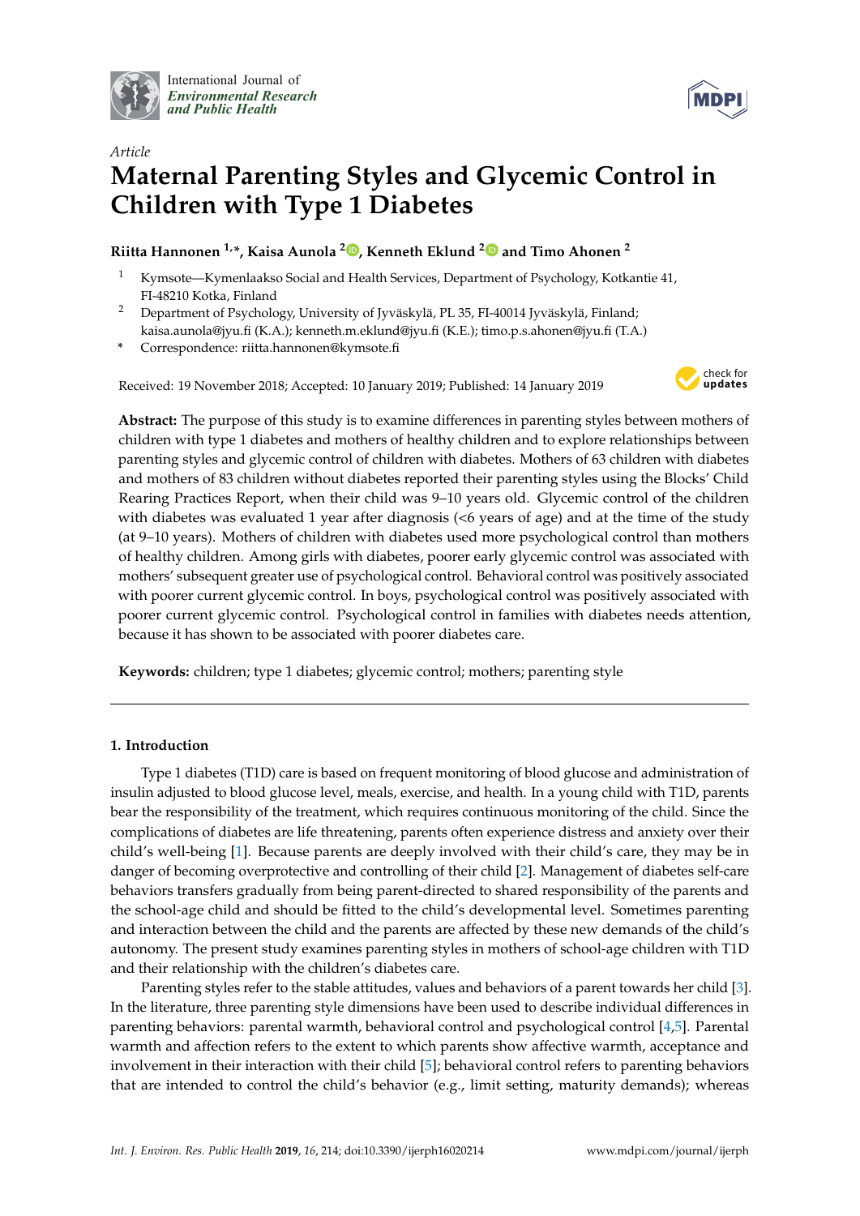*Article*

# Maternal Parenting Styles and Glycemic Control in Children with Type 1 Diabetes

**Riitta Hannonen [1,*], Kaisa Aunola [2], Kenneth Eklund [2] and Timo Ahonen [2]**

[1] Kymsote—Kymenlaakso Social and Health Services, Department of Psychology, Kotkantie 41, FI-48210 Kotka, Finland

[2] Department of Psychology, University of Jyväskylä, PL 35, FI-40014 Jyväskylä, Finland; kaisa.aunola@jyu.fi (K.A.); kenneth.m.eklund@jyu.fi (K.E.); timo.p.s.ahonen@jyu.fi (T.A.)

\* Correspondence: riitta.hannonen@kymsote.fi

Received: 19 November 2018; Accepted: 10 January 2019; Published: 14 January 2019

**Abstract:** The purpose of this study is to examine differences in parenting styles between mothers of children with type 1 diabetes and mothers of healthy children and to explore relationships between parenting styles and glycemic control of children with diabetes. Mothers of 63 children with diabetes and mothers of 83 children without diabetes reported their parenting styles using the Blocks' Child Rearing Practices Report, when their child was 9–10 years old. Glycemic control of the children with diabetes was evaluated 1 year after diagnosis (<6 years of age) and at the time of the study (at 9–10 years). Mothers of children with diabetes used more psychological control than mothers of healthy children. Among girls with diabetes, poorer early glycemic control was associated with mothers' subsequent greater use of psychological control. Behavioral control was positively associated with poorer current glycemic control. In boys, psychological control was positively associated with poorer current glycemic control. Psychological control in families with diabetes needs attention, because it has shown to be associated with poorer diabetes care.

**Keywords:** children; type 1 diabetes; glycemic control; mothers; parenting style

## 1. Introduction

Type 1 diabetes (T1D) care is based on frequent monitoring of blood glucose and administration of insulin adjusted to blood glucose level, meals, exercise, and health. In a young child with T1D, parents bear the responsibility of the treatment, which requires continuous monitoring of the child. Since the complications of diabetes are life threatening, parents often experience distress and anxiety over their child's well-being [1]. Because parents are deeply involved with their child's care, they may be in danger of becoming overprotective and controlling of their child [2]. Management of diabetes self-care behaviors transfers gradually from being parent-directed to shared responsibility of the parents and the school-age child and should be fitted to the child's developmental level. Sometimes parenting and interaction between the child and the parents are affected by these new demands of the child's autonomy. The present study examines parenting styles in mothers of school-age children with T1D and their relationship with the children's diabetes care.

Parenting styles refer to the stable attitudes, values and behaviors of a parent towards her child [3]. In the literature, three parenting style dimensions have been used to describe individual differences in parenting behaviors: parental warmth, behavioral control and psychological control [4,5]. Parental warmth and affection refers to the extent to which parents show affective warmth, acceptance and involvement in their interaction with their child [5]; behavioral control refers to parenting behaviors that are intended to control the child's behavior (e.g., limit setting, maturity demands); whereas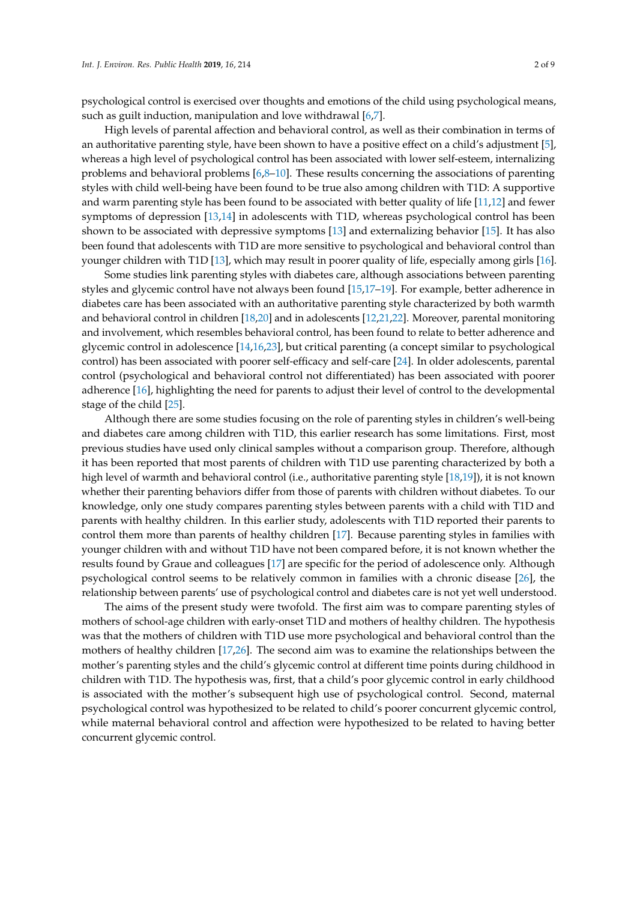psychological control is exercised over thoughts and emotions of the child using psychological means, such as guilt induction, manipulation and love withdrawal [6,7].

High levels of parental affection and behavioral control, as well as their combination in terms of an authoritative parenting style, have been shown to have a positive effect on a child's adjustment [5], whereas a high level of psychological control has been associated with lower self-esteem, internalizing problems and behavioral problems [6,8–10]. These results concerning the associations of parenting styles with child well-being have been found to be true also among children with T1D: A supportive and warm parenting style has been found to be associated with better quality of life [11,12] and fewer symptoms of depression [13,14] in adolescents with T1D, whereas psychological control has been shown to be associated with depressive symptoms [13] and externalizing behavior [15]. It has also been found that adolescents with T1D are more sensitive to psychological and behavioral control than younger children with T1D [13], which may result in poorer quality of life, especially among girls [16].

Some studies link parenting styles with diabetes care, although associations between parenting styles and glycemic control have not always been found [15,17–19]. For example, better adherence in diabetes care has been associated with an authoritative parenting style characterized by both warmth and behavioral control in children [18,20] and in adolescents [12,21,22]. Moreover, parental monitoring and involvement, which resembles behavioral control, has been found to relate to better adherence and glycemic control in adolescence [14,16,23], but critical parenting (a concept similar to psychological control) has been associated with poorer self-efficacy and self-care [24]. In older adolescents, parental control (psychological and behavioral control not differentiated) has been associated with poorer adherence [16], highlighting the need for parents to adjust their level of control to the developmental stage of the child [25].

Although there are some studies focusing on the role of parenting styles in children's well-being and diabetes care among children with T1D, this earlier research has some limitations. First, most previous studies have used only clinical samples without a comparison group. Therefore, although it has been reported that most parents of children with T1D use parenting characterized by both a high level of warmth and behavioral control (i.e., authoritative parenting style [18,19]), it is not known whether their parenting behaviors differ from those of parents with children without diabetes. To our knowledge, only one study compares parenting styles between parents with a child with T1D and parents with healthy children. In this earlier study, adolescents with T1D reported their parents to control them more than parents of healthy children [17]. Because parenting styles in families with younger children with and without T1D have not been compared before, it is not known whether the results found by Graue and colleagues [17] are specific for the period of adolescence only. Although psychological control seems to be relatively common in families with a chronic disease [26], the relationship between parents' use of psychological control and diabetes care is not yet well understood.

The aims of the present study were twofold. The first aim was to compare parenting styles of mothers of school-age children with early-onset T1D and mothers of healthy children. The hypothesis was that the mothers of children with T1D use more psychological and behavioral control than the mothers of healthy children [17,26]. The second aim was to examine the relationships between the mother's parenting styles and the child's glycemic control at different time points during childhood in children with T1D. The hypothesis was, first, that a child's poor glycemic control in early childhood is associated with the mother's subsequent high use of psychological control. Second, maternal psychological control was hypothesized to be related to child's poorer concurrent glycemic control, while maternal behavioral control and affection were hypothesized to be related to having better concurrent glycemic control.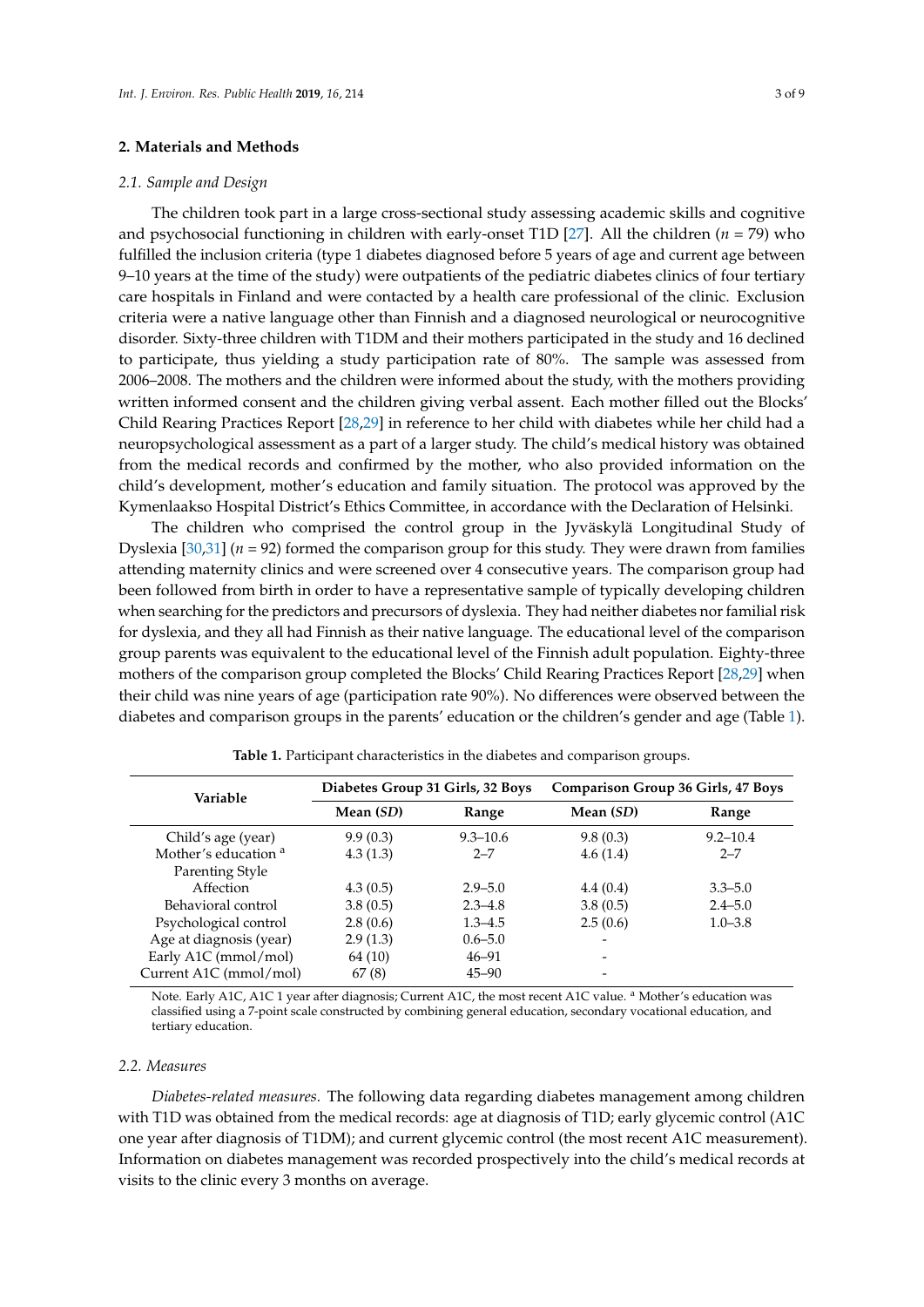## 2. Materials and Methods

### 2.1. Sample and Design

The children took part in a large cross-sectional study assessing academic skills and cognitive and psychosocial functioning in children with early-onset T1D [27]. All the children ($n$ = 79) who fulfilled the inclusion criteria (type 1 diabetes diagnosed before 5 years of age and current age between 9–10 years at the time of the study) were outpatients of the pediatric diabetes clinics of four tertiary care hospitals in Finland and were contacted by a health care professional of the clinic. Exclusion criteria were a native language other than Finnish and a diagnosed neurological or neurocognitive disorder. Sixty-three children with T1DM and their mothers participated in the study and 16 declined to participate, thus yielding a study participation rate of 80%. The sample was assessed from 2006–2008. The mothers and the children were informed about the study, with the mothers providing written informed consent and the children giving verbal assent. Each mother filled out the Blocks' Child Rearing Practices Report [28,29] in reference to her child with diabetes while her child had a neuropsychological assessment as a part of a larger study. The child's medical history was obtained from the medical records and confirmed by the mother, who also provided information on the child's development, mother's education and family situation. The protocol was approved by the Kymenlaakso Hospital District's Ethics Committee, in accordance with the Declaration of Helsinki.

The children who comprised the control group in the Jyväskylä Longitudinal Study of Dyslexia [30,31] ($n$ = 92) formed the comparison group for this study. They were drawn from families attending maternity clinics and were screened over 4 consecutive years. The comparison group had been followed from birth in order to have a representative sample of typically developing children when searching for the predictors and precursors of dyslexia. They had neither diabetes nor familial risk for dyslexia, and they all had Finnish as their native language. The educational level of the comparison group parents was equivalent to the educational level of the Finnish adult population. Eighty-three mothers of the comparison group completed the Blocks' Child Rearing Practices Report [28,29] when their child was nine years of age (participation rate 90%). No differences were observed between the diabetes and comparison groups in the parents' education or the children's gender and age (Table 1).

**Table 1.** Participant characteristics in the diabetes and comparison groups.

| Variable | Diabetes Group 31 Girls, 32 Boys | | Comparison Group 36 Girls, 47 Boys | |
|---|---|---|---|---|
| | Mean (*SD*) | Range | Mean (*SD*) | Range |
| Child's age (year) | 9.9 (0.3) | 9.3–10.6 | 9.8 (0.3) | 9.2–10.4 |
| Mother's education [a] | 4.3 (1.3) | 2–7 | 4.6 (1.4) | 2–7 |
| Parenting Style | | | | |
| Affection | 4.3 (0.5) | 2.9–5.0 | 4.4 (0.4) | 3.3–5.0 |
| Behavioral control | 3.8 (0.5) | 2.3–4.8 | 3.8 (0.5) | 2.4–5.0 |
| Psychological control | 2.8 (0.6) | 1.3–4.5 | 2.5 (0.6) | 1.0–3.8 |
| Age at diagnosis (year) | 2.9 (1.3) | 0.6–5.0 | - | |
| Early A1C (mmol/mol) | 64 (10) | 46–91 | - | |
| Current A1C (mmol/mol) | 67 (8) | 45–90 | - | |

Note. Early A1C, A1C 1 year after diagnosis; Current A1C, the most recent A1C value. [a] Mother's education was classified using a 7-point scale constructed by combining general education, secondary vocational education, and tertiary education.

### 2.2. Measures

*Diabetes-related measures.* The following data regarding diabetes management among children with T1D was obtained from the medical records: age at diagnosis of T1D; early glycemic control (A1C one year after diagnosis of T1DM); and current glycemic control (the most recent A1C measurement). Information on diabetes management was recorded prospectively into the child's medical records at visits to the clinic every 3 months on average.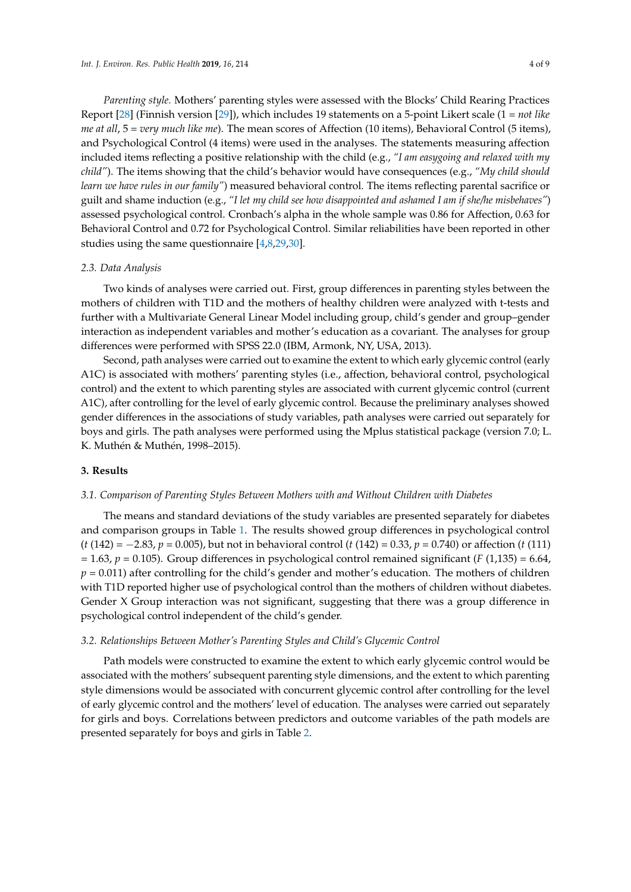*Parenting style.* Mothers' parenting styles were assessed with the Blocks' Child Rearing Practices Report [28] (Finnish version [29]), which includes 19 statements on a 5-point Likert scale (1 = *not like me at all*, 5 = *very much like me*). The mean scores of Affection (10 items), Behavioral Control (5 items), and Psychological Control (4 items) were used in the analyses. The statements measuring affection included items reflecting a positive relationship with the child (e.g., *"I am easygoing and relaxed with my child"*). The items showing that the child's behavior would have consequences (e.g., *"My child should learn we have rules in our family"*) measured behavioral control. The items reflecting parental sacrifice or guilt and shame induction (e.g., *"I let my child see how disappointed and ashamed I am if she/he misbehaves"*) assessed psychological control. Cronbach's alpha in the whole sample was 0.86 for Affection, 0.63 for Behavioral Control and 0.72 for Psychological Control. Similar reliabilities have been reported in other studies using the same questionnaire [4,8,29,30].

### 2.3. Data Analysis

Two kinds of analyses were carried out. First, group differences in parenting styles between the mothers of children with T1D and the mothers of healthy children were analyzed with t-tests and further with a Multivariate General Linear Model including group, child's gender and group–gender interaction as independent variables and mother's education as a covariant. The analyses for group differences were performed with SPSS 22.0 (IBM, Armonk, NY, USA, 2013).

Second, path analyses were carried out to examine the extent to which early glycemic control (early A1C) is associated with mothers' parenting styles (i.e., affection, behavioral control, psychological control) and the extent to which parenting styles are associated with current glycemic control (current A1C), after controlling for the level of early glycemic control. Because the preliminary analyses showed gender differences in the associations of study variables, path analyses were carried out separately for boys and girls. The path analyses were performed using the Mplus statistical package (version 7.0; L. K. Muthén & Muthén, 1998–2015).

## 3. Results

### 3.1. Comparison of Parenting Styles Between Mothers with and Without Children with Diabetes

The means and standard deviations of the study variables are presented separately for diabetes and comparison groups in Table 1. The results showed group differences in psychological control ($t$ (142) = −2.83, $p$ = 0.005), but not in behavioral control ($t$ (142) = 0.33, $p$ = 0.740) or affection ($t$ (111) = 1.63, $p$ = 0.105). Group differences in psychological control remained significant ($F$ (1,135) = 6.64, $p$ = 0.011) after controlling for the child's gender and mother's education. The mothers of children with T1D reported higher use of psychological control than the mothers of children without diabetes. Gender X Group interaction was not significant, suggesting that there was a group difference in psychological control independent of the child's gender.

### 3.2. Relationships Between Mother's Parenting Styles and Child's Glycemic Control

Path models were constructed to examine the extent to which early glycemic control would be associated with the mothers' subsequent parenting style dimensions, and the extent to which parenting style dimensions would be associated with concurrent glycemic control after controlling for the level of early glycemic control and the mothers' level of education. The analyses were carried out separately for girls and boys. Correlations between predictors and outcome variables of the path models are presented separately for boys and girls in Table 2.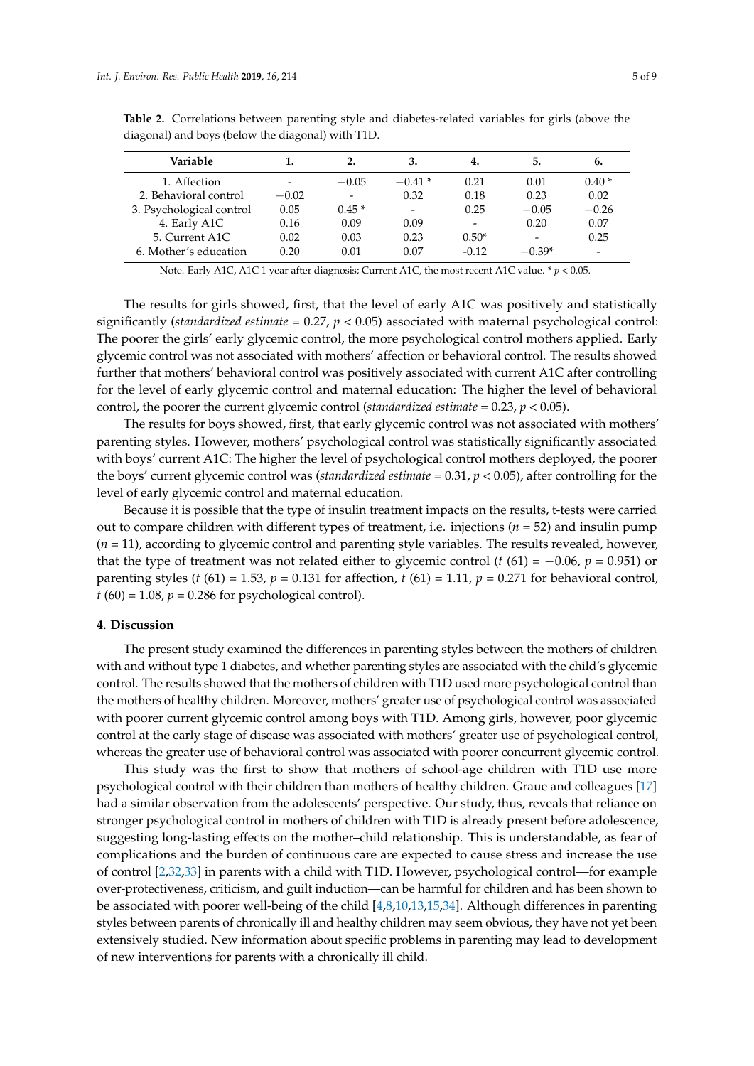**Table 2.** Correlations between parenting style and diabetes-related variables for girls (above the diagonal) and boys (below the diagonal) with T1D.

| Variable | 1. | 2. | 3. | 4. | 5. | 6. |
| --- | --- | --- | --- | --- | --- | --- |
| 1. Affection | - | −0.05 | −0.41 * | 0.21 | 0.01 | 0.40 * |
| 2. Behavioral control | −0.02 | - | 0.32 | 0.18 | 0.23 | 0.02 |
| 3. Psychological control | 0.05 | 0.45 * | - | 0.25 | −0.05 | −0.26 |
| 4. Early A1C | 0.16 | 0.09 | 0.09 | - | 0.20 | 0.07 |
| 5. Current A1C | 0.02 | 0.03 | 0.23 | 0.50* | - | 0.25 |
| 6. Mother’s education | 0.20 | 0.01 | 0.07 | -0.12 | −0.39* | - |

Note. Early A1C, A1C 1 year after diagnosis; Current A1C, the most recent A1C value. * $p < 0.05$.

The results for girls showed, first, that the level of early A1C was positively and statistically significantly (*standardized estimate* = 0.27, $p < 0.05$) associated with maternal psychological control: The poorer the girls’ early glycemic control, the more psychological control mothers applied. Early glycemic control was not associated with mothers’ affection or behavioral control. The results showed further that mothers’ behavioral control was positively associated with current A1C after controlling for the level of early glycemic control and maternal education: The higher the level of behavioral control, the poorer the current glycemic control (*standardized estimate* = 0.23, $p < 0.05$).

The results for boys showed, first, that early glycemic control was not associated with mothers’ parenting styles. However, mothers’ psychological control was statistically significantly associated with boys’ current A1C: The higher the level of psychological control mothers deployed, the poorer the boys’ current glycemic control was (*standardized estimate* = 0.31, $p < 0.05$), after controlling for the level of early glycemic control and maternal education.

Because it is possible that the type of insulin treatment impacts on the results, t-tests were carried out to compare children with different types of treatment, i.e. injections ($n = 52$) and insulin pump ($n = 11$), according to glycemic control and parenting style variables. The results revealed, however, that the type of treatment was not related either to glycemic control ($t\ (61) = -0.06$, $p = 0.951$) or parenting styles ($t\ (61) = 1.53$, $p = 0.131$ for affection, $t\ (61) = 1.11$, $p = 0.271$ for behavioral control, $t\ (60) = 1.08$, $p = 0.286$ for psychological control).

## 4. Discussion

The present study examined the differences in parenting styles between the mothers of children with and without type 1 diabetes, and whether parenting styles are associated with the child’s glycemic control. The results showed that the mothers of children with T1D used more psychological control than the mothers of healthy children. Moreover, mothers’ greater use of psychological control was associated with poorer current glycemic control among boys with T1D. Among girls, however, poor glycemic control at the early stage of disease was associated with mothers’ greater use of psychological control, whereas the greater use of behavioral control was associated with poorer concurrent glycemic control.

This study was the first to show that mothers of school-age children with T1D use more psychological control with their children than mothers of healthy children. Graue and colleagues [17] had a similar observation from the adolescents’ perspective. Our study, thus, reveals that reliance on stronger psychological control in mothers of children with T1D is already present before adolescence, suggesting long-lasting effects on the mother–child relationship. This is understandable, as fear of complications and the burden of continuous care are expected to cause stress and increase the use of control [2,32,33] in parents with a child with T1D. However, psychological control—for example over-protectiveness, criticism, and guilt induction—can be harmful for children and has been shown to be associated with poorer well-being of the child [4,8,10,13,15,34]. Although differences in parenting styles between parents of chronically ill and healthy children may seem obvious, they have not yet been extensively studied. New information about specific problems in parenting may lead to development of new interventions for parents with a chronically ill child.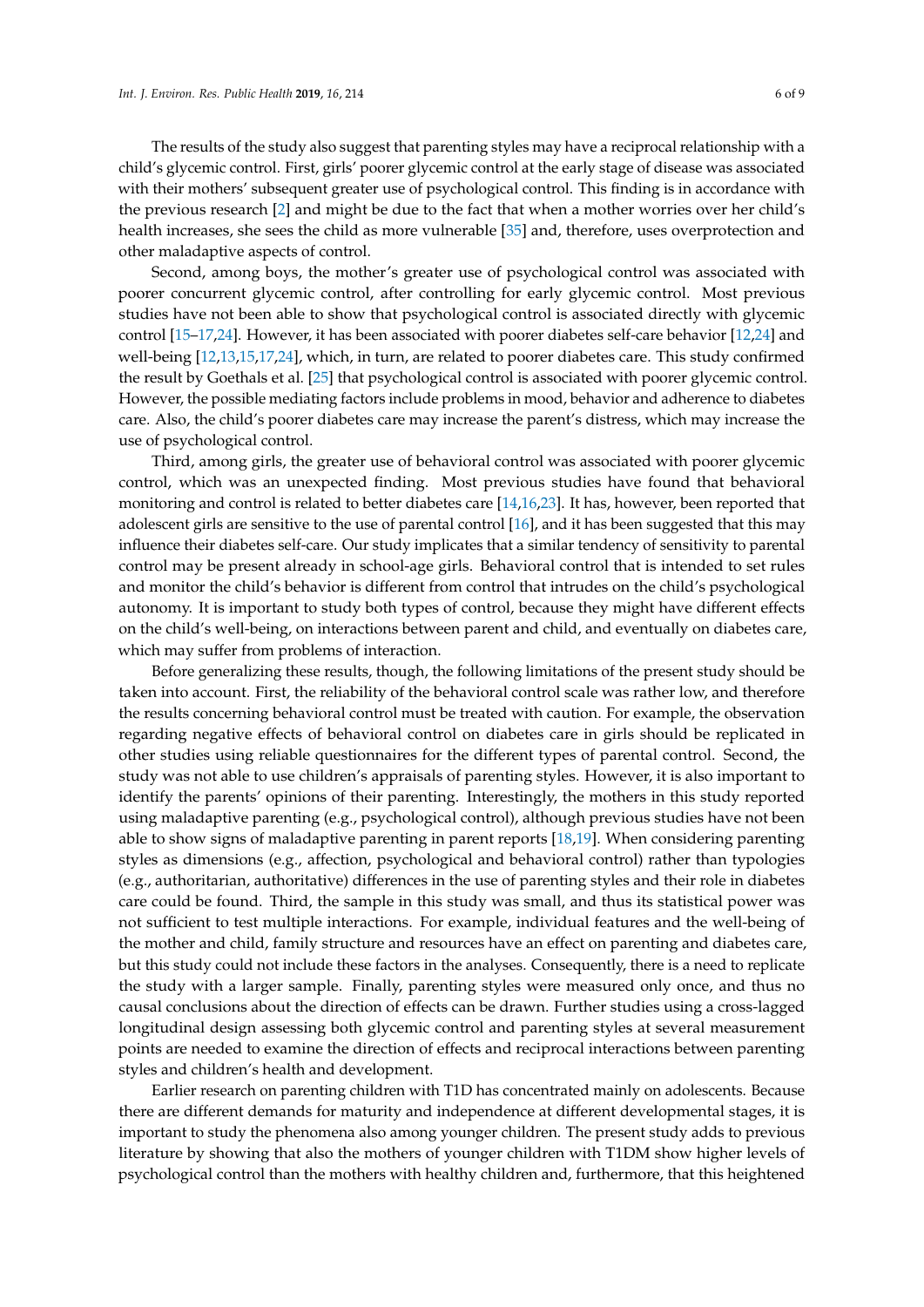The results of the study also suggest that parenting styles may have a reciprocal relationship with a child's glycemic control. First, girls' poorer glycemic control at the early stage of disease was associated with their mothers' subsequent greater use of psychological control. This finding is in accordance with the previous research [2] and might be due to the fact that when a mother worries over her child's health increases, she sees the child as more vulnerable [35] and, therefore, uses overprotection and other maladaptive aspects of control.

Second, among boys, the mother's greater use of psychological control was associated with poorer concurrent glycemic control, after controlling for early glycemic control. Most previous studies have not been able to show that psychological control is associated directly with glycemic control [15–17,24]. However, it has been associated with poorer diabetes self-care behavior [12,24] and well-being [12,13,15,17,24], which, in turn, are related to poorer diabetes care. This study confirmed the result by Goethals et al. [25] that psychological control is associated with poorer glycemic control. However, the possible mediating factors include problems in mood, behavior and adherence to diabetes care. Also, the child's poorer diabetes care may increase the parent's distress, which may increase the use of psychological control.

Third, among girls, the greater use of behavioral control was associated with poorer glycemic control, which was an unexpected finding. Most previous studies have found that behavioral monitoring and control is related to better diabetes care [14,16,23]. It has, however, been reported that adolescent girls are sensitive to the use of parental control [16], and it has been suggested that this may influence their diabetes self-care. Our study implicates that a similar tendency of sensitivity to parental control may be present already in school-age girls. Behavioral control that is intended to set rules and monitor the child's behavior is different from control that intrudes on the child's psychological autonomy. It is important to study both types of control, because they might have different effects on the child's well-being, on interactions between parent and child, and eventually on diabetes care, which may suffer from problems of interaction.

Before generalizing these results, though, the following limitations of the present study should be taken into account. First, the reliability of the behavioral control scale was rather low, and therefore the results concerning behavioral control must be treated with caution. For example, the observation regarding negative effects of behavioral control on diabetes care in girls should be replicated in other studies using reliable questionnaires for the different types of parental control. Second, the study was not able to use children's appraisals of parenting styles. However, it is also important to identify the parents' opinions of their parenting. Interestingly, the mothers in this study reported using maladaptive parenting (e.g., psychological control), although previous studies have not been able to show signs of maladaptive parenting in parent reports [18,19]. When considering parenting styles as dimensions (e.g., affection, psychological and behavioral control) rather than typologies (e.g., authoritarian, authoritative) differences in the use of parenting styles and their role in diabetes care could be found. Third, the sample in this study was small, and thus its statistical power was not sufficient to test multiple interactions. For example, individual features and the well-being of the mother and child, family structure and resources have an effect on parenting and diabetes care, but this study could not include these factors in the analyses. Consequently, there is a need to replicate the study with a larger sample. Finally, parenting styles were measured only once, and thus no causal conclusions about the direction of effects can be drawn. Further studies using a cross-lagged longitudinal design assessing both glycemic control and parenting styles at several measurement points are needed to examine the direction of effects and reciprocal interactions between parenting styles and children's health and development.

Earlier research on parenting children with T1D has concentrated mainly on adolescents. Because there are different demands for maturity and independence at different developmental stages, it is important to study the phenomena also among younger children. The present study adds to previous literature by showing that also the mothers of younger children with T1DM show higher levels of psychological control than the mothers with healthy children and, furthermore, that this heightened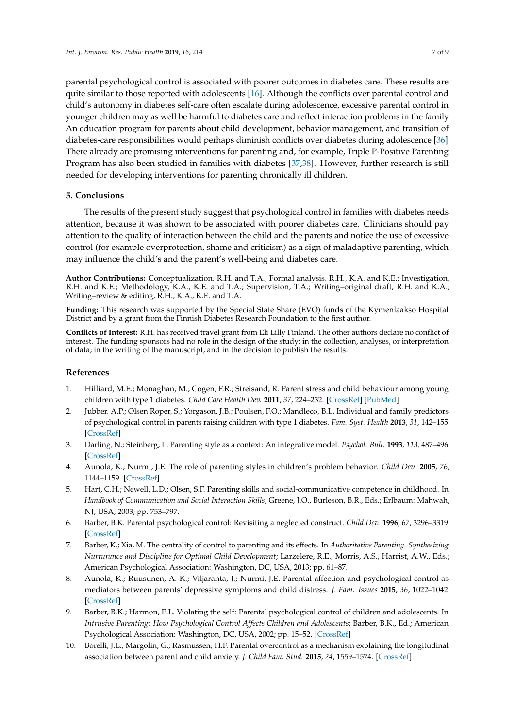parental psychological control is associated with poorer outcomes in diabetes care. These results are quite similar to those reported with adolescents [16]. Although the conflicts over parental control and child's autonomy in diabetes self-care often escalate during adolescence, excessive parental control in younger children may as well be harmful to diabetes care and reflect interaction problems in the family. An education program for parents about child development, behavior management, and transition of diabetes-care responsibilities would perhaps diminish conflicts over diabetes during adolescence [36]. There already are promising interventions for parenting and, for example, Triple P-Positive Parenting Program has also been studied in families with diabetes [37,38]. However, further research is still needed for developing interventions for parenting chronically ill children.

## 5. Conclusions

The results of the present study suggest that psychological control in families with diabetes needs attention, because it was shown to be associated with poorer diabetes care. Clinicians should pay attention to the quality of interaction between the child and the parents and notice the use of excessive control (for example overprotection, shame and criticism) as a sign of maladaptive parenting, which may influence the child's and the parent's well-being and diabetes care.

**Author Contributions:** Conceptualization, R.H. and T.A.; Formal analysis, R.H., K.A. and K.E.; Investigation, R.H. and K.E.; Methodology, K.A., K.E. and T.A.; Supervision, T.A.; Writing–original draft, R.H. and K.A.; Writing–review & editing, R.H., K.A., K.E. and T.A.

**Funding:** This research was supported by the Special State Share (EVO) funds of the Kymenlaakso Hospital District and by a grant from the Finnish Diabetes Research Foundation to the first author.

**Conflicts of Interest:** R.H. has received travel grant from Eli Lilly Finland. The other authors declare no conflict of interest. The funding sponsors had no role in the design of the study; in the collection, analyses, or interpretation of data; in the writing of the manuscript, and in the decision to publish the results.

## References

1. Hilliard, M.E.; Monaghan, M.; Cogen, F.R.; Streisand, R. Parent stress and child behaviour among young children with type 1 diabetes. *Child Care Health Dev.* **2011**, *37*, 224–232. [CrossRef] [PubMed]
2. Jubber, A.P.; Olsen Roper, S.; Yorgason, J.B.; Poulsen, F.O.; Mandleco, B.L. Individual and family predictors of psychological control in parents raising children with type 1 diabetes. *Fam. Syst. Health* **2013**, *31*, 142–155. [CrossRef]
3. Darling, N.; Steinberg, L. Parenting style as a context: An integrative model. *Psychol. Bull.* **1993**, *113*, 487–496. [CrossRef]
4. Aunola, K.; Nurmi, J.E. The role of parenting styles in children's problem behavior. *Child Dev.* **2005**, *76*, 1144–1159. [CrossRef]
5. Hart, C.H.; Newell, L.D.; Olsen, S.F. Parenting skills and social-communicative competence in childhood. In *Handbook of Communication and Social Interaction Skills*; Greene, J.O., Burleson, B.R., Eds.; Erlbaum: Mahwah, NJ, USA, 2003; pp. 753–797.
6. Barber, B.K. Parental psychological control: Revisiting a neglected construct. *Child Dev.* **1996**, *67*, 3296–3319. [CrossRef]
7. Barber, K.; Xia, M. The centrality of control to parenting and its effects. In *Authoritative Parenting. Synthesizing Nurturance and Discipline for Optimal Child Development*; Larzelere, R.E., Morris, A.S., Harrist, A.W., Eds.; American Psychological Association: Washington, DC, USA, 2013; pp. 61–87.
8. Aunola, K.; Ruusunen, A.-K.; Viljaranta, J.; Nurmi, J.E. Parental affection and psychological control as mediators between parents' depressive symptoms and child distress. *J. Fam. Issues* **2015**, *36*, 1022–1042. [CrossRef]
9. Barber, B.K.; Harmon, E.L. Violating the self: Parental psychological control of children and adolescents. In *Intrusive Parenting: How Psychological Control Affects Children and Adolescents*; Barber, B.K., Ed.; American Psychological Association: Washington, DC, USA, 2002; pp. 15–52. [CrossRef]
10. Borelli, J.L.; Margolin, G.; Rasmussen, H.F. Parental overcontrol as a mechanism explaining the longitudinal association between parent and child anxiety. *J. Child Fam. Stud.* **2015**, *24*, 1559–1574. [CrossRef]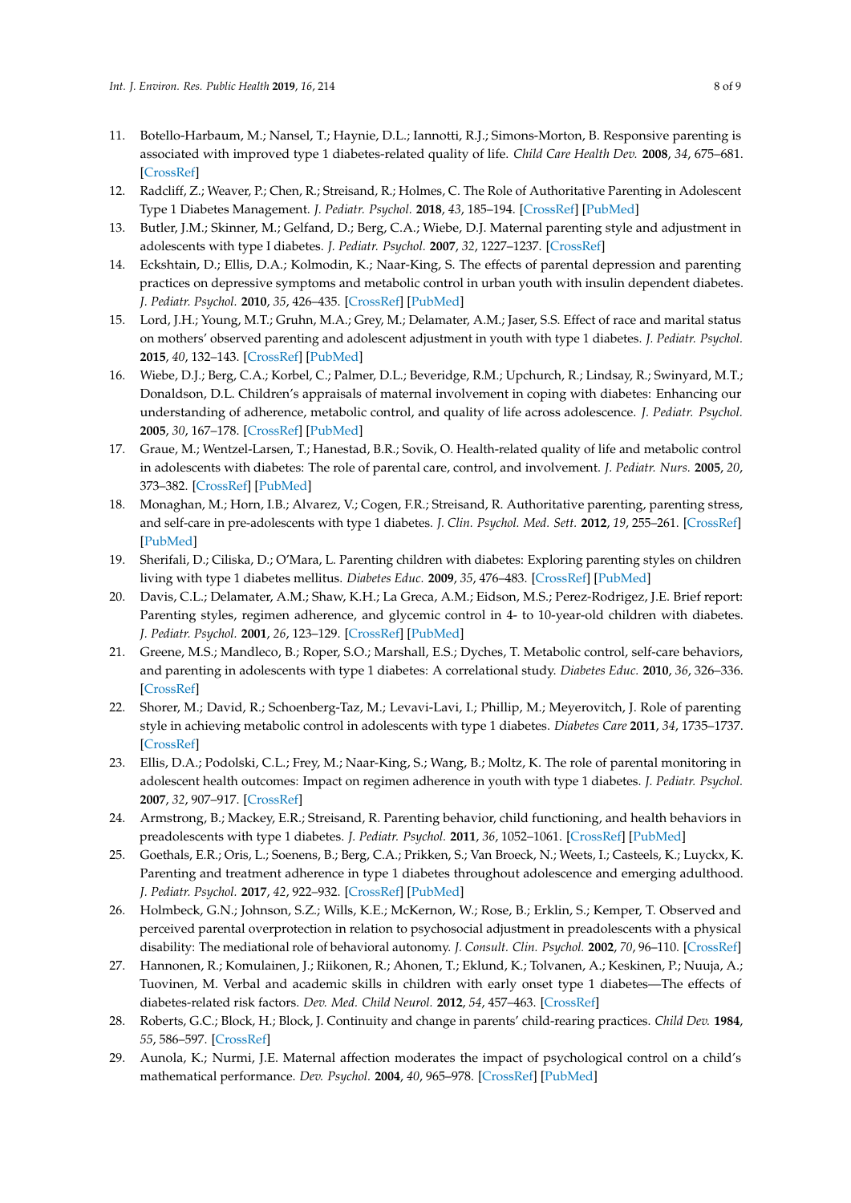11. Botello-Harbaum, M.; Nansel, T.; Haynie, D.L.; Iannotti, R.J.; Simons-Morton, B. Responsive parenting is associated with improved type 1 diabetes-related quality of life. *Child Care Health Dev.* **2008**, *34*, 675–681. [CrossRef]
12. Radcliff, Z.; Weaver, P.; Chen, R.; Streisand, R.; Holmes, C. The Role of Authoritative Parenting in Adolescent Type 1 Diabetes Management. *J. Pediatr. Psychol.* **2018**, *43*, 185–194. [CrossRef] [PubMed]
13. Butler, J.M.; Skinner, M.; Gelfand, D.; Berg, C.A.; Wiebe, D.J. Maternal parenting style and adjustment in adolescents with type I diabetes. *J. Pediatr. Psychol.* **2007**, *32*, 1227–1237. [CrossRef]
14. Eckshtain, D.; Ellis, D.A.; Kolmodin, K.; Naar-King, S. The effects of parental depression and parenting practices on depressive symptoms and metabolic control in urban youth with insulin dependent diabetes. *J. Pediatr. Psychol.* **2010**, *35*, 426–435. [CrossRef] [PubMed]
15. Lord, J.H.; Young, M.T.; Gruhn, M.A.; Grey, M.; Delamater, A.M.; Jaser, S.S. Effect of race and marital status on mothers' observed parenting and adolescent adjustment in youth with type 1 diabetes. *J. Pediatr. Psychol.* **2015**, *40*, 132–143. [CrossRef] [PubMed]
16. Wiebe, D.J.; Berg, C.A.; Korbel, C.; Palmer, D.L.; Beveridge, R.M.; Upchurch, R.; Lindsay, R.; Swinyard, M.T.; Donaldson, D.L. Children's appraisals of maternal involvement in coping with diabetes: Enhancing our understanding of adherence, metabolic control, and quality of life across adolescence. *J. Pediatr. Psychol.* **2005**, *30*, 167–178. [CrossRef] [PubMed]
17. Graue, M.; Wentzel-Larsen, T.; Hanestad, B.R.; Sovik, O. Health-related quality of life and metabolic control in adolescents with diabetes: The role of parental care, control, and involvement. *J. Pediatr. Nurs.* **2005**, *20*, 373–382. [CrossRef] [PubMed]
18. Monaghan, M.; Horn, I.B.; Alvarez, V.; Cogen, F.R.; Streisand, R. Authoritative parenting, parenting stress, and self-care in pre-adolescents with type 1 diabetes. *J. Clin. Psychol. Med. Sett.* **2012**, *19*, 255–261. [CrossRef] [PubMed]
19. Sherifali, D.; Ciliska, D.; O'Mara, L. Parenting children with diabetes: Exploring parenting styles on children living with type 1 diabetes mellitus. *Diabetes Educ.* **2009**, *35*, 476–483. [CrossRef] [PubMed]
20. Davis, C.L.; Delamater, A.M.; Shaw, K.H.; La Greca, A.M.; Eidson, M.S.; Perez-Rodrigez, J.E. Brief report: Parenting styles, regimen adherence, and glycemic control in 4- to 10-year-old children with diabetes. *J. Pediatr. Psychol.* **2001**, *26*, 123–129. [CrossRef] [PubMed]
21. Greene, M.S.; Mandleco, B.; Roper, S.O.; Marshall, E.S.; Dyches, T. Metabolic control, self-care behaviors, and parenting in adolescents with type 1 diabetes: A correlational study. *Diabetes Educ.* **2010**, *36*, 326–336. [CrossRef]
22. Shorer, M.; David, R.; Schoenberg-Taz, M.; Levavi-Lavi, I.; Phillip, M.; Meyerovitch, J. Role of parenting style in achieving metabolic control in adolescents with type 1 diabetes. *Diabetes Care* **2011**, *34*, 1735–1737. [CrossRef]
23. Ellis, D.A.; Podolski, C.L.; Frey, M.; Naar-King, S.; Wang, B.; Moltz, K. The role of parental monitoring in adolescent health outcomes: Impact on regimen adherence in youth with type 1 diabetes. *J. Pediatr. Psychol.* **2007**, *32*, 907–917. [CrossRef]
24. Armstrong, B.; Mackey, E.R.; Streisand, R. Parenting behavior, child functioning, and health behaviors in preadolescents with type 1 diabetes. *J. Pediatr. Psychol.* **2011**, *36*, 1052–1061. [CrossRef] [PubMed]
25. Goethals, E.R.; Oris, L.; Soenens, B.; Berg, C.A.; Prikken, S.; Van Broeck, N.; Weets, I.; Casteels, K.; Luyckx, K. Parenting and treatment adherence in type 1 diabetes throughout adolescence and emerging adulthood. *J. Pediatr. Psychol.* **2017**, *42*, 922–932. [CrossRef] [PubMed]
26. Holmbeck, G.N.; Johnson, S.Z.; Wills, K.E.; McKernon, W.; Rose, B.; Erklin, S.; Kemper, T. Observed and perceived parental overprotection in relation to psychosocial adjustment in preadolescents with a physical disability: The mediational role of behavioral autonomy. *J. Consult. Clin. Psychol.* **2002**, *70*, 96–110. [CrossRef]
27. Hannonen, R.; Komulainen, J.; Riikonen, R.; Ahonen, T.; Eklund, K.; Tolvanen, A.; Keskinen, P.; Nuuja, A.; Tuovinen, M. Verbal and academic skills in children with early onset type 1 diabetes—The effects of diabetes-related risk factors. *Dev. Med. Child Neurol.* **2012**, *54*, 457–463. [CrossRef]
28. Roberts, G.C.; Block, H.; Block, J. Continuity and change in parents' child-rearing practices. *Child Dev.* **1984**, *55*, 586–597. [CrossRef]
29. Aunola, K.; Nurmi, J.E. Maternal affection moderates the impact of psychological control on a child's mathematical performance. *Dev. Psychol.* **2004**, *40*, 965–978. [CrossRef] [PubMed]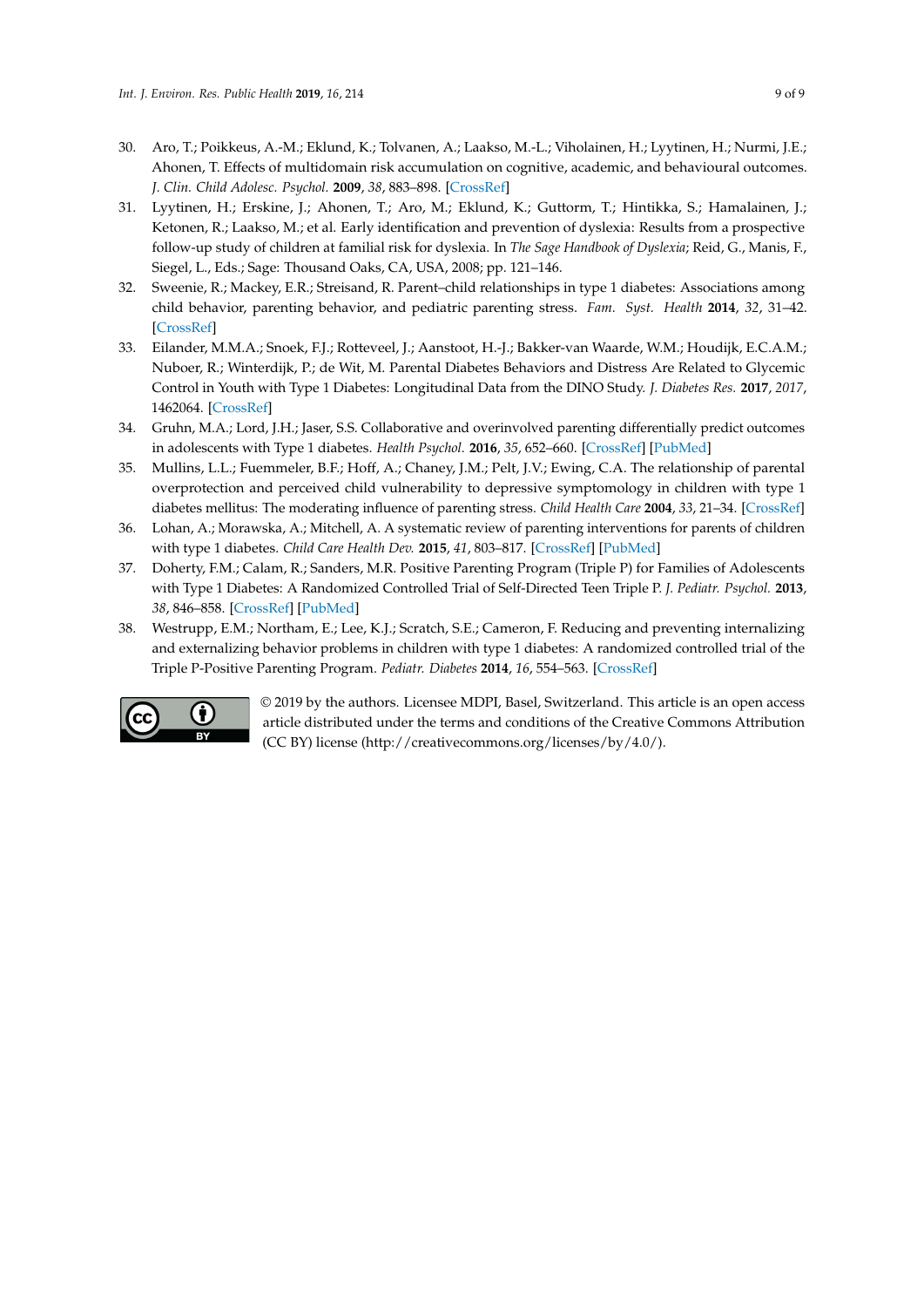30. Aro, T.; Poikkeus, A.-M.; Eklund, K.; Tolvanen, A.; Laakso, M.-L.; Viholainen, H.; Lyytinen, H.; Nurmi, J.E.; Ahonen, T. Effects of multidomain risk accumulation on cognitive, academic, and behavioural outcomes. *J. Clin. Child Adolesc. Psychol.* **2009**, *38*, 883–898. [CrossRef]
31. Lyytinen, H.; Erskine, J.; Ahonen, T.; Aro, M.; Eklund, K.; Guttorm, T.; Hintikka, S.; Hamalainen, J.; Ketonen, R.; Laakso, M.; et al. Early identification and prevention of dyslexia: Results from a prospective follow-up study of children at familial risk for dyslexia. In *The Sage Handbook of Dyslexia*; Reid, G., Manis, F., Siegel, L., Eds.; Sage: Thousand Oaks, CA, USA, 2008; pp. 121–146.
32. Sweenie, R.; Mackey, E.R.; Streisand, R. Parent–child relationships in type 1 diabetes: Associations among child behavior, parenting behavior, and pediatric parenting stress. *Fam. Syst. Health* **2014**, *32*, 31–42. [CrossRef]
33. Eilander, M.M.A.; Snoek, F.J.; Rotteveel, J.; Aanstoot, H.-J.; Bakker-van Waarde, W.M.; Houdijk, E.C.A.M.; Nuboer, R.; Winterdijk, P.; de Wit, M. Parental Diabetes Behaviors and Distress Are Related to Glycemic Control in Youth with Type 1 Diabetes: Longitudinal Data from the DINO Study. *J. Diabetes Res.* **2017**, *2017*, 1462064. [CrossRef]
34. Gruhn, M.A.; Lord, J.H.; Jaser, S.S. Collaborative and overinvolved parenting differentially predict outcomes in adolescents with Type 1 diabetes. *Health Psychol.* **2016**, *35*, 652–660. [CrossRef] [PubMed]
35. Mullins, L.L.; Fuemmeler, B.F.; Hoff, A.; Chaney, J.M.; Pelt, J.V.; Ewing, C.A. The relationship of parental overprotection and perceived child vulnerability to depressive symptomology in children with type 1 diabetes mellitus: The moderating influence of parenting stress. *Child Health Care* **2004**, *33*, 21–34. [CrossRef]
36. Lohan, A.; Morawska, A.; Mitchell, A. A systematic review of parenting interventions for parents of children with type 1 diabetes. *Child Care Health Dev.* **2015**, *41*, 803–817. [CrossRef] [PubMed]
37. Doherty, F.M.; Calam, R.; Sanders, M.R. Positive Parenting Program (Triple P) for Families of Adolescents with Type 1 Diabetes: A Randomized Controlled Trial of Self-Directed Teen Triple P. *J. Pediatr. Psychol.* **2013**, *38*, 846–858. [CrossRef] [PubMed]
38. Westrupp, E.M.; Northam, E.; Lee, K.J.; Scratch, S.E.; Cameron, F. Reducing and preventing internalizing and externalizing behavior problems in children with type 1 diabetes: A randomized controlled trial of the Triple P-Positive Parenting Program. *Pediatr. Diabetes* **2014**, *16*, 554–563. [CrossRef]

© 2019 by the authors. Licensee MDPI, Basel, Switzerland. This article is an open access article distributed under the terms and conditions of the Creative Commons Attribution (CC BY) license (http://creativecommons.org/licenses/by/4.0/).